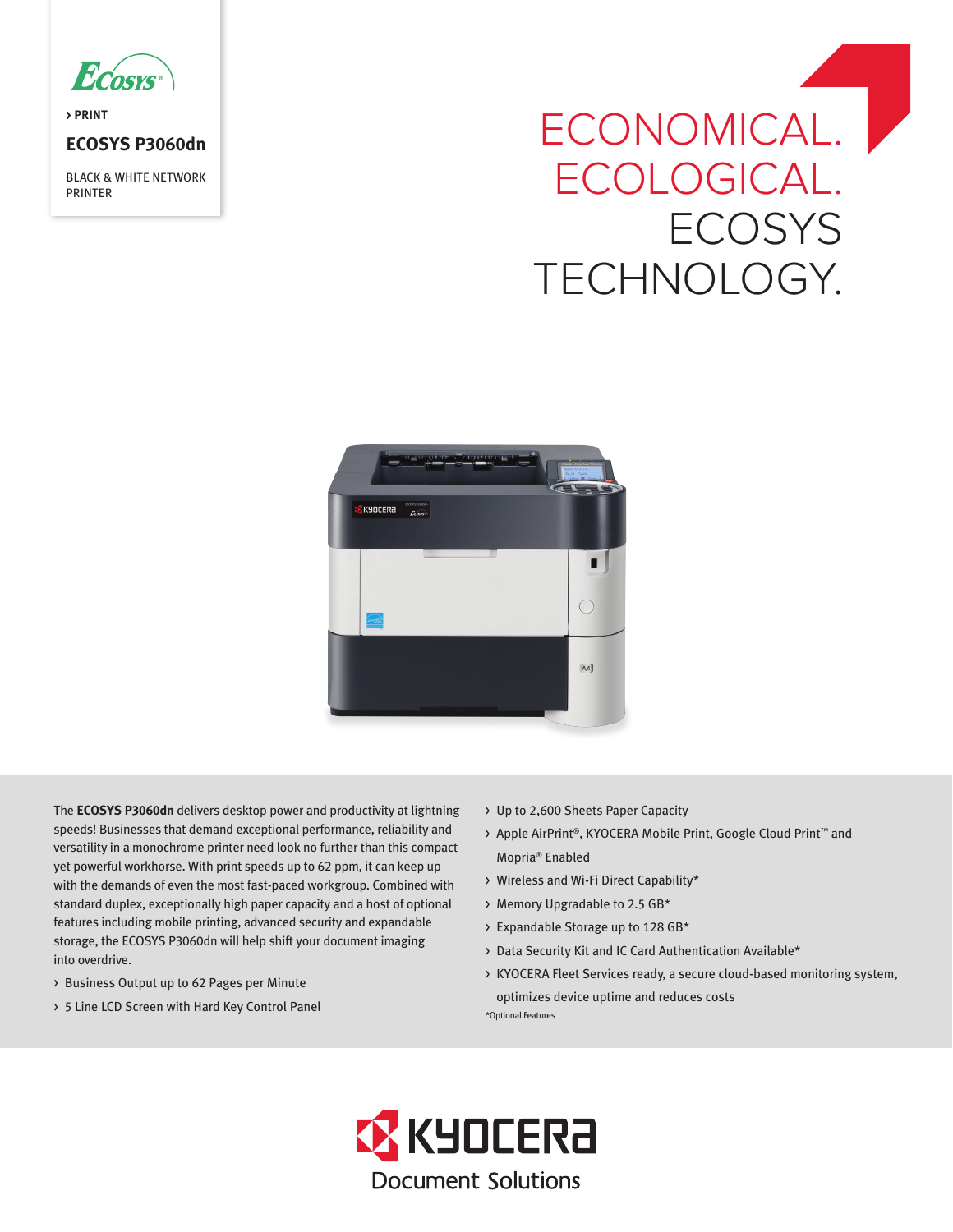› PRINT

# ECOSYS P3060dn

BLACK & WHITE NETWORK PRINTER

## ECONOMICAL. ECOLOGICAL. ECOSYS TECHNOLOGY.

The **ECOSYS P3060dn** delivers desktop power and productivity at lightning speeds! Businesses that demand exceptional performance, reliability and versatility in a monochrome printer need look no further than this compact yet powerful workhorse. With print speeds up to 62 ppm, it can keep up with the demands of even the most fast-paced workgroup. Combined with standard duplex, exceptionally high paper capacity and a host of optional features including mobile printing, advanced security and expandable storage, the ECOSYS P3060dn will help shift your document imaging into overdrive.

- Business Output up to 62 Pages per Minute
- 5 Line LCD Screen with Hard Key Control Panel
- Up to 2,600 Sheets Paper Capacity
- Apple AirPrint®, KYOCERA Mobile Print, Google Cloud Print™ and Mopria® Enabled
- Wireless and Wi-Fi Direct Capability*
- Memory Upgradable to 2.5 GB*
- Expandable Storage up to 128 GB*
- Data Security Kit and IC Card Authentication Available*
- KYOCERA Fleet Services ready, a secure cloud-based monitoring system, optimizes device uptime and reduces costs

*Optional Features

KYOCERA Document Solutions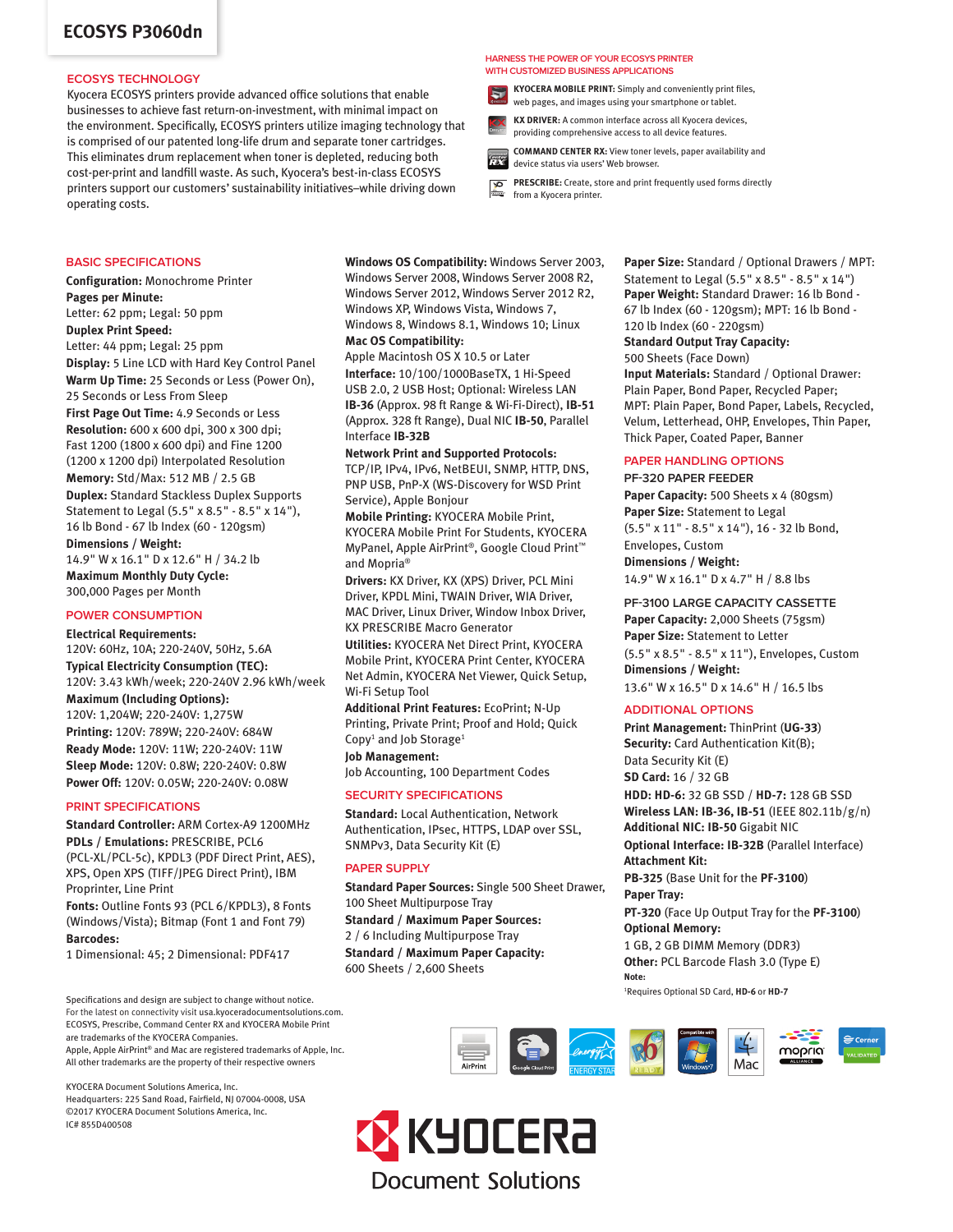# ECOSYS P3060dn

## ECOSYS TECHNOLOGY

Kyocera ECOSYS printers provide advanced office solutions that enable businesses to achieve fast return-on-investment, with minimal impact on the environment. Specifically, ECOSYS printers utilize imaging technology that is comprised of our patented long-life drum and separate toner cartridges. This eliminates drum replacement when toner is depleted, reducing both cost-per-print and landfill waste. As such, Kyocera's best-in-class ECOSYS printers support our customers' sustainability initiatives–while driving down operating costs.

## HARNESS THE POWER OF YOUR ECOSYS PRINTER WITH CUSTOMIZED BUSINESS APPLICATIONS

**KYOCERA MOBILE PRINT:** Simply and conveniently print files, web pages, and images using your smartphone or tablet.

**KX DRIVER:** A common interface across all Kyocera devices, providing comprehensive access to all device features.

**COMMAND CENTER RX:** View toner levels, paper availability and device status via users' Web browser.

**PRESCRIBE:** Create, store and print frequently used forms directly from a Kyocera printer.

## BASIC SPECIFICATIONS

**Configuration:** Monochrome Printer
**Pages per Minute:**
Letter: 62 ppm; Legal: 50 ppm
**Duplex Print Speed:**
Letter: 44 ppm; Legal: 25 ppm
**Display:** 5 Line LCD with Hard Key Control Panel
**Warm Up Time:** 25 Seconds or Less (Power On), 25 Seconds or Less From Sleep
**First Page Out Time:** 4.9 Seconds or Less
**Resolution:** 600 x 600 dpi, 300 x 300 dpi; Fast 1200 (1800 x 600 dpi) and Fine 1200 (1200 x 1200 dpi) Interpolated Resolution
**Memory:** Std/Max: 512 MB / 2.5 GB
**Duplex:** Standard Stackless Duplex Supports Statement to Legal (5.5" x 8.5" - 8.5" x 14"), 16 lb Bond - 67 lb Index (60 - 120gsm)
**Dimensions / Weight:**
14.9" W x 16.1" D x 12.6" H / 34.2 lb
**Maximum Monthly Duty Cycle:**
300,000 Pages per Month

## POWER CONSUMPTION

**Electrical Requirements:**
120V: 60Hz, 10A; 220-240V, 50Hz, 5.6A
**Typical Electricity Consumption (TEC):**
120V: 3.43 kWh/week; 220-240V 2.96 kWh/week
**Maximum (Including Options):**
120V: 1,204W; 220-240V: 1,275W
**Printing:** 120V: 789W; 220-240V: 684W
**Ready Mode:** 120V: 11W; 220-240V: 11W
**Sleep Mode:** 120V: 0.8W; 220-240V: 0.8W
**Power Off:** 120V: 0.05W; 220-240V: 0.08W

## PRINT SPECIFICATIONS

**Standard Controller:** ARM Cortex-A9 1200MHz
**PDLs / Emulations:** PRESCRIBE, PCL6 (PCL-XL/PCL-5c), KPDL3 (PDF Direct Print, AES), XPS, Open XPS (TIFF/JPEG Direct Print), IBM Proprinter, Line Print
**Fonts:** Outline Fonts 93 (PCL 6/KPDL3), 8 Fonts (Windows/Vista); Bitmap (Font 1 and Font 79)
**Barcodes:**
1 Dimensional: 45; 2 Dimensional: PDF417

**Windows OS Compatibility:** Windows Server 2003, Windows Server 2008, Windows Server 2008 R2, Windows Server 2012, Windows Server 2012 R2, Windows XP, Windows Vista, Windows 7, Windows 8, Windows 8.1, Windows 10; Linux
**Mac OS Compatibility:**
Apple Macintosh OS X 10.5 or Later
**Interface:** 10/100/1000BaseTX, 1 Hi-Speed USB 2.0, 2 USB Host; Optional: Wireless LAN **IB-36** (Approx. 98 ft Range & Wi-Fi-Direct), **IB-51** (Approx. 328 ft Range), Dual NIC **IB-50**, Parallel Interface **IB-32B**
**Network Print and Supported Protocols:**
TCP/IP, IPv4, IPv6, NetBEUI, SNMP, HTTP, DNS, PNP USB, PnP-X (WS-Discovery for WSD Print Service), Apple Bonjour
**Mobile Printing:** KYOCERA Mobile Print, KYOCERA Mobile Print For Students, KYOCERA MyPanel, Apple AirPrint®, Google Cloud Print™ and Mopria®
**Drivers:** KX Driver, KX (XPS) Driver, PCL Mini Driver, KPDL Mini, TWAIN Driver, WIA Driver, MAC Driver, Linux Driver, Window Inbox Driver, KX PRESCRIBE Macro Generator
**Utilities:** KYOCERA Net Direct Print, KYOCERA Mobile Print, KYOCERA Print Center, KYOCERA Net Admin, KYOCERA Net Viewer, Quick Setup, Wi-Fi Setup Tool
**Additional Print Features:** EcoPrint; N-Up Printing, Private Print; Proof and Hold; Quick Copy[1] and Job Storage[1]
**Job Management:**
Job Accounting, 100 Department Codes

## SECURITY SPECIFICATIONS

**Standard:** Local Authentication, Network Authentication, IPsec, HTTPS, LDAP over SSL, SNMPv3, Data Security Kit (E)

## PAPER SUPPLY

**Standard Paper Sources:** Single 500 Sheet Drawer, 100 Sheet Multipurpose Tray
**Standard / Maximum Paper Sources:**
2 / 6 Including Multipurpose Tray
**Standard / Maximum Paper Capacity:**
600 Sheets / 2,600 Sheets

**Paper Size:** Standard / Optional Drawers / MPT: Statement to Legal (5.5" x 8.5" - 8.5" x 14")
**Paper Weight:** Standard Drawer: 16 lb Bond - 67 lb Index (60 - 120gsm); MPT: 16 lb Bond - 120 lb Index (60 - 220gsm)
**Standard Output Tray Capacity:**
500 Sheets (Face Down)
**Input Materials:** Standard / Optional Drawer: Plain Paper, Bond Paper, Recycled Paper; MPT: Plain Paper, Bond Paper, Labels, Recycled, Velum, Letterhead, OHP, Envelopes, Thin Paper, Thick Paper, Coated Paper, Banner

## PAPER HANDLING OPTIONS

### PF-320 PAPER FEEDER

**Paper Capacity:** 500 Sheets x 4 (80gsm)
**Paper Size:** Statement to Legal (5.5" x 11" - 8.5" x 14"), 16 - 32 lb Bond, Envelopes, Custom
**Dimensions / Weight:**
14.9" W x 16.1" D x 4.7" H / 8.8 lbs

### PF-3100 LARGE CAPACITY CASSETTE

**Paper Capacity:** 2,000 Sheets (75gsm)
**Paper Size:** Statement to Letter (5.5" x 8.5" - 8.5" x 11"), Envelopes, Custom
**Dimensions / Weight:**
13.6" W x 16.5" D x 14.6" H / 16.5 lbs

## ADDITIONAL OPTIONS

**Print Management:** ThinPrint (**UG-33**)
**Security:** Card Authentication Kit(B); Data Security Kit (E)
**SD Card:** 16 / 32 GB
**HDD: HD-6:** 32 GB SSD / **HD-7:** 128 GB SSD
**Wireless LAN: IB-36, IB-51** (IEEE 802.11b/g/n)
**Additional NIC: IB-50** Gigabit NIC
**Optional Interface: IB-32B** (Parallel Interface)
**Attachment Kit:**
**PB-325** (Base Unit for the **PF-3100**)
**Paper Tray:**
**PT-320** (Face Up Output Tray for the **PF-3100**)
**Optional Memory:**
1 GB, 2 GB DIMM Memory (DDR3)
**Other:** PCL Barcode Flash 3.0 (Type E)
**Note:**
[1]Requires Optional SD Card, **HD-6** or **HD-7**

Specifications and design are subject to change without notice.
For the latest on connectivity visit usa.kyoceradocumentsolutions.com.
ECOSYS, Prescribe, Command Center RX and KYOCERA Mobile Print are trademarks of the KYOCERA Companies.
Apple, Apple AirPrint® and Mac are registered trademarks of Apple, Inc.
All other trademarks are the property of their respective owners

KYOCERA Document Solutions America, Inc.
Headquarters: 225 Sand Road, Fairfield, NJ 07004-0008, USA
©2017 KYOCERA Document Solutions America, Inc.
IC# 855D400508

AirPrint Google Cloud Print ENERGY STAR IPv6 READY Compatible with Windows 7 Mac mopria ALLIANCE Cerner VALIDATED

KYOCERA Document Solutions